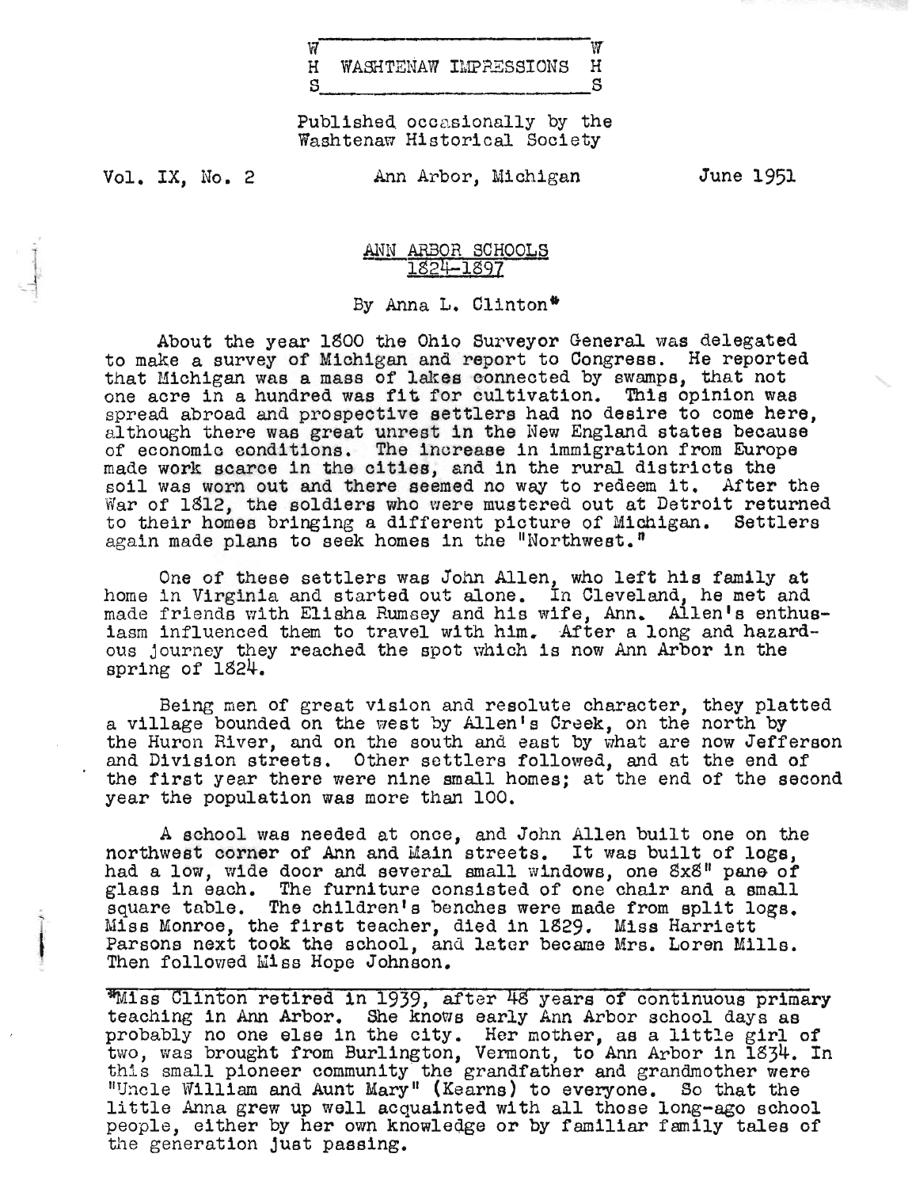W H S WASHTENAW IMPRESSIONS W H S

Published occasionally by the Washtenaw Historical Society

Vol. IX, No. 2 Ann Arbor, Michigan June 1951

# ANN ARBOR SCHOOLS 1824-1897

By Anna L. Clinton*

About the year 1800 the Ohio Surveyor General was delegated to make a survey of Michigan and report to Congress. He reported that Michigan was a mass of lakes connected by swamps, that not one acre in a hundred was fit for cultivation. This opinion was spread abroad and prospective settlers had no desire to come here, although there was great unrest in the New England states because of economic conditions. The increase in immigration from Europe made work scarce in the cities, and in the rural districts the soil was worn out and there seemed no way to redeem it. After the War of 1812, the soldiers who were mustered out at Detroit returned to their homes bringing a different picture of Michigan. Settlers again made plans to seek homes in the "Northwest."

One of these settlers was John Allen, who left his family at home in Virginia and started out alone. In Cleveland, he met and made friends with Elisha Rumsey and his wife, Ann. Allen's enthusiasm influenced them to travel with him. After a long and hazardous journey they reached the spot which is now Ann Arbor in the spring of 1824.

Being men of great vision and resolute character, they platted a village bounded on the west by Allen's Creek, on the north by the Huron River, and on the south and east by what are now Jefferson and Division streets. Other settlers followed, and at the end of the first year there were nine small homes; at the end of the second year the population was more than 100.

A school was needed at once, and John Allen built one on the northwest corner of Ann and Main streets. It was built of logs, had a low, wide door and several small windows, one 8x8" pane of glass in each. The furniture consisted of one chair and a small square table. The children's benches were made from split logs. Miss Monroe, the first teacher, died in 1829. Miss Harriett Parsons next took the school, and later became Mrs. Loren Mills. Then followed Miss Hope Johnson.

---

*Miss Clinton retired in 1939, after 48 years of continuous primary teaching in Ann Arbor. She knows early Ann Arbor school days as probably no one else in the city. Her mother, as a little girl of two, was brought from Burlington, Vermont, to Ann Arbor in 1834. In this small pioneer community the grandfather and grandmother were "Uncle William and Aunt Mary" (Kearns) to everyone. So that the little Anna grew up well acquainted with all those long-ago school people, either by her own knowledge or by familiar family tales of the generation just passing.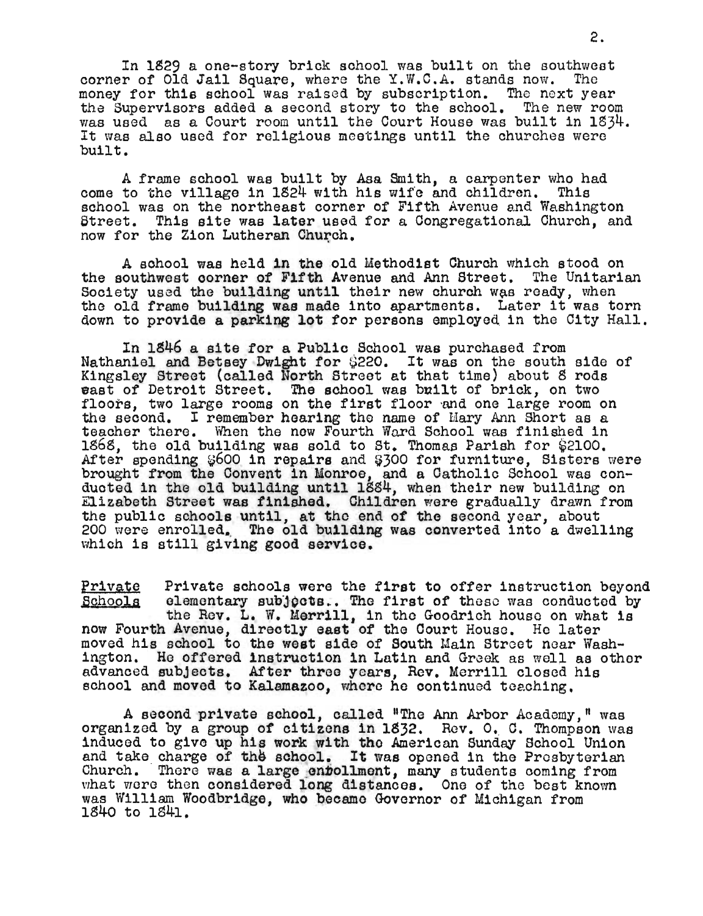In 1829 a one-story brick school was built on the southwest corner of Old Jail Square, where the Y.W.C.A. stands now. The money for this school was raised by subscription. The next year the Supervisors added a second story to the school. The new room was used as a Court room until the Court House was built in 1834. It was also used for religious meetings until the churches were built.

A frame school was built by Asa Smith, a carpenter who had come to the village in 1824 with his wife and children. This school was on the northeast corner of Fifth Avenue and Washington Street. This site was later used for a Congregational Church, and now for the Zion Lutheran Church.

A school was held in the old Methodist Church which stood on the southwest corner of Fifth Avenue and Ann Street. The Unitarian Society used the building until their new church was ready, when the old frame building was made into apartments. Later it was torn down to provide a parking lot for persons employed in the City Hall.

In 1846 a site for a Public School was purchased from Nathaniel and Betsey Dwight for $220. It was on the south side of Kingsley Street (called North Street at that time) about 8 rods east of Detroit Street. The school was built of brick, on two floors, two large rooms on the first floor and one large room on the second. I remember hearing the name of Mary Ann Short as a teacher there. When the new Fourth Ward School was finished in 1868, the old building was sold to St. Thomas Parish for $2100. After spending $600 in repairs and $300 for furniture, Sisters were brought from the Convent in Monroe, and a Catholic School was conducted in the old building until 1884, when their new building on Elizabeth Street was finished. Children were gradually drawn from the public schools until, at the end of the second year, about 200 were enrolled. The old building was converted into a dwelling which is still giving good service.

<u>Private Schools</u> Private schools were the first to offer instruction beyond elementary subjects.. The first of these was conducted by the Rev. L. W. Merrill, in the Goodrich house on what is now Fourth Avenue, directly east of the Court House. He later moved his school to the west side of South Main Street near Washington. He offered instruction in Latin and Greek as well as other advanced subjects. After three years, Rev. Merrill closed his school and moved to Kalamazoo, where he continued teaching.

A second private school, called "The Ann Arbor Academy," was organized by a group of citizens in 1832. Rev. O. C. Thompson was induced to give up his work with the American Sunday School Union and take charge of the school. It was opened in the Presbyterian Church. There was a large enrollment, many students coming from what were then considered long distances. One of the best known was William Woodbridge, who became Governor of Michigan from 1840 to 1841.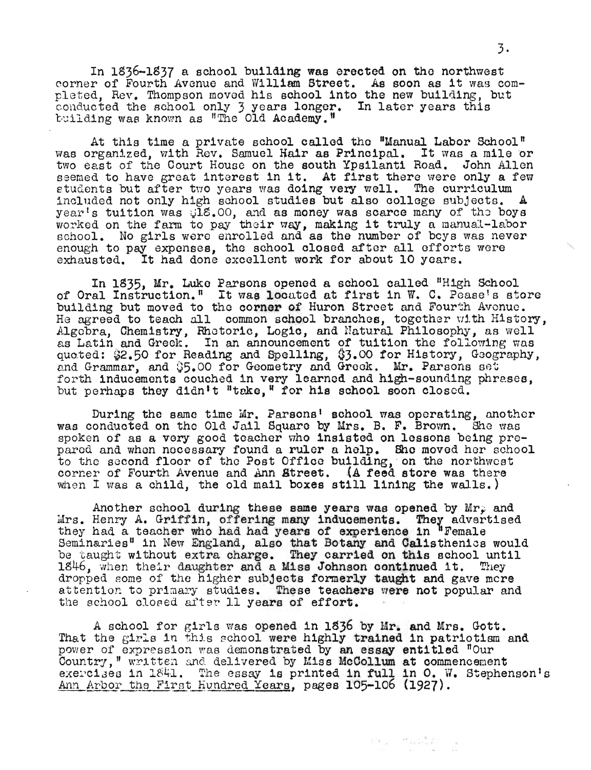In 1836-1837 a school building was erected on the northwest corner of Fourth Avenue and William Street. As soon as it was completed, Rev. Thompson moved his school into the new building, but conducted the school only 3 years longer. In later years this building was known as "The Old Academy."

At this time a private school called the "Manual Labor School" was organized, with Rev. Samuel Hair as Principal. It was a mile or two east of the Court House on the south Ypsilanti Road. John Allen seemed to have great interest in it. At first there were only a few students but after two years was doing very well. The curriculum included not only high school studies but also college subjects. A year's tuition was $18.00, and as money was scarce many of the boys worked on the farm to pay their way, making it truly a manual-labor school. No girls were enrolled and as the number of boys was never enough to pay expenses, the school closed after all efforts were exhausted. It had done excellent work for about 10 years.

In 1835, Mr. Luke Parsons opened a school called "High School of Oral Instruction." It was located at first in W. C. Pease's store building but moved to the corner of Huron Street and Fourth Avenue. He agreed to teach all common school branches, together with History, Algebra, Chemistry, Rhetoric, Logic, and Natural Philosophy, as well as Latin and Greek. In an announcement of tuition the following was quoted: $2.50 for Reading and Spelling, $3.00 for History, Geography, and Grammar, and $5.00 for Geometry and Greek. Mr. Parsons set forth inducements couched in very learned and high-sounding phrases, but perhaps they didn't "take," for his school soon closed.

During the same time Mr. Parsons' school was operating, another was conducted on the Old Jail Square by Mrs. B. F. Brown. She was spoken of as a very good teacher who insisted on lessons being prepared and when necessary found a ruler a help. She moved her school to the second floor of the Post Office building, on the northwest corner of Fourth Avenue and Ann Street. (A feed store was there when I was a child, the old mail boxes still lining the walls.)

Another school during these same years was opened by Mr. and Mrs. Henry A. Griffin, offering many inducements. They advertised they had a teacher who had had years of experience in "Female Seminaries" in New England, also that Botany and Calisthenics would be taught without extra charge. They carried on this school until 1846, when their daughter and a Miss Johnson continued it. They dropped some of the higher subjects formerly taught and gave more attention to primary studies. These teachers were not popular and the school closed after 11 years of effort.

A school for girls was opened in 1836 by Mr. and Mrs. Gott. That the girls in this school were highly trained in patriotism and power of expression was demonstrated by an essay entitled "Our Country," written and delivered by Miss McCollum at commencement exercises in 1841. The essay is printed in full in O. W. Stephenson's Ann Arbor the First Hundred Years, pages 105-106 (1927).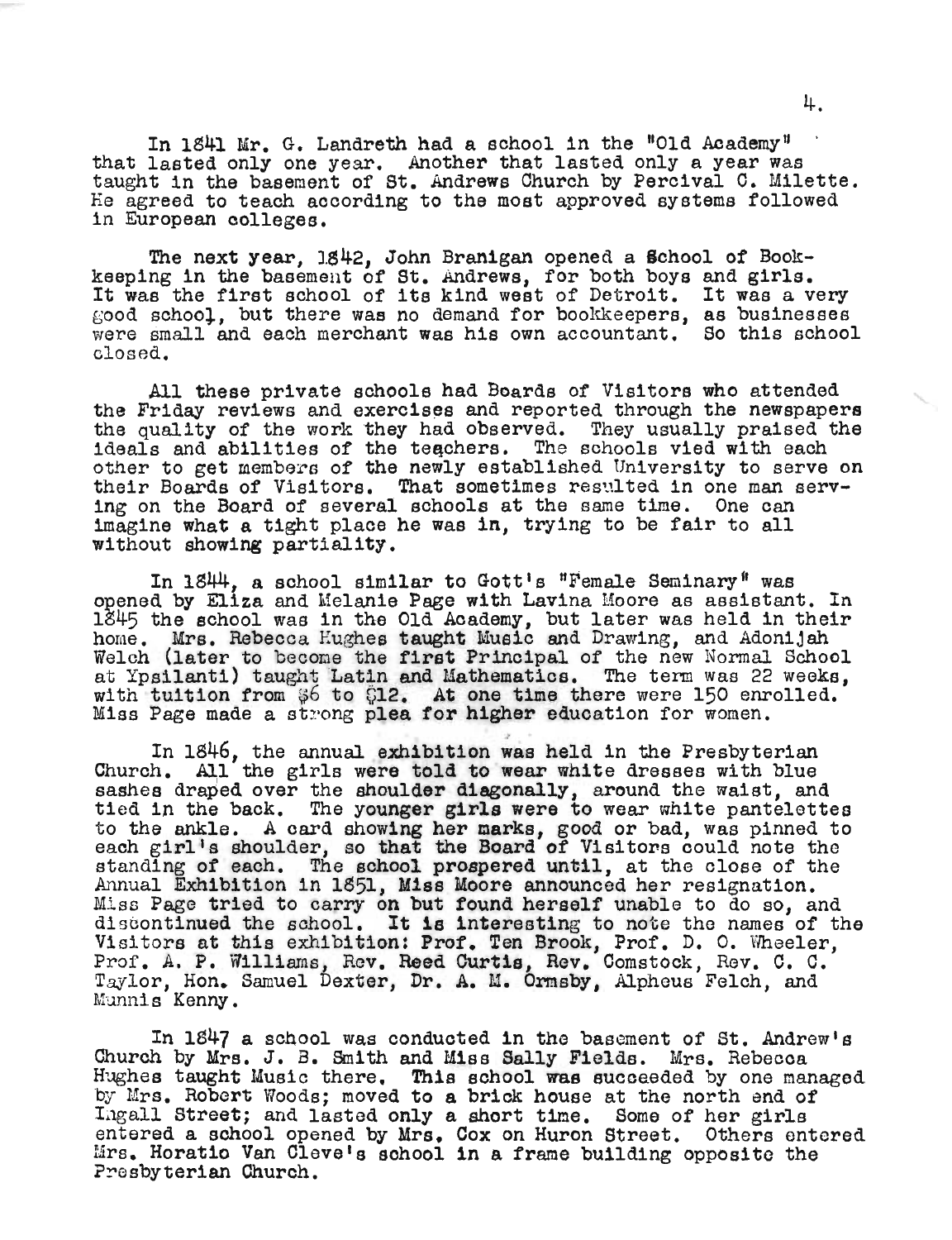In 1841 Mr. G. Landreth had a school in the "Old Academy" that lasted only one year. Another that lasted only a year was taught in the basement of St. Andrews Church by Percival C. Milette. He agreed to teach according to the most approved systems followed in European colleges.

The next year, 1842, John Branigan opened a School of Bookkeeping in the basement of St. Andrews, for both boys and girls. It was the first school of its kind west of Detroit. It was a very good school, but there was no demand for bookkeepers, as businesses were small and each merchant was his own accountant. So this school closed.

All these private schools had Boards of Visitors who attended the Friday reviews and exercises and reported through the newspapers the quality of the work they had observed. They usually praised the ideals and abilities of the teachers. The schools vied with each other to get members of the newly established University to serve on their Boards of Visitors. That sometimes resulted in one man serving on the Board of several schools at the same time. One can imagine what a tight place he was in, trying to be fair to all without showing partiality.

In 1844, a school similar to Gott's "Female Seminary" was opened by Eliza and Melanie Page with Lavina Moore as assistant. In 1845 the school was in the Old Academy, but later was held in their home. Mrs. Rebecca Hughes taught Music and Drawing, and Adonijah Welch (later to become the first Principal of the new Normal School at Ypsilanti) taught Latin and Mathematics. The term was 22 weeks, with tuition from $6 to $12. At one time there were 150 enrolled. Miss Page made a strong plea for higher education for women.

In 1846, the annual exhibition was held in the Presbyterian Church. All the girls were told to wear white dresses with blue sashes draped over the shoulder diagonally, around the waist, and tied in the back. The younger girls were to wear white pantelettes to the ankle. A card showing her marks, good or bad, was pinned to each girl's shoulder, so that the Board of Visitors could note the standing of each. The school prospered until, at the close of the Annual Exhibition in 1851, Miss Moore announced her resignation. Miss Page tried to carry on but found herself unable to do so, and discontinued the school. It is interesting to note the names of the Visitors at this exhibition: Prof. Ten Brook, Prof. D. O. Wheeler, Prof. A. P. Williams, Rev. Reed Curtis, Rev. Comstock, Rev. C. C. Taylor, Hon. Samuel Dexter, Dr. A. M. Ormsby, Alpheus Felch, and Munnis Kenny.

In 1847 a school was conducted in the basement of St. Andrew's Church by Mrs. J. B. Smith and Miss Sally Fields. Mrs. Rebecca Hughes taught Music there. This school was succeeded by one managed by Mrs. Robert Woods; moved to a brick house at the north end of Ingall Street; and lasted only a short time. Some of her girls entered a school opened by Mrs. Cox on Huron Street. Others entered Mrs. Horatio Van Cleve's school in a frame building opposite the Presbyterian Church.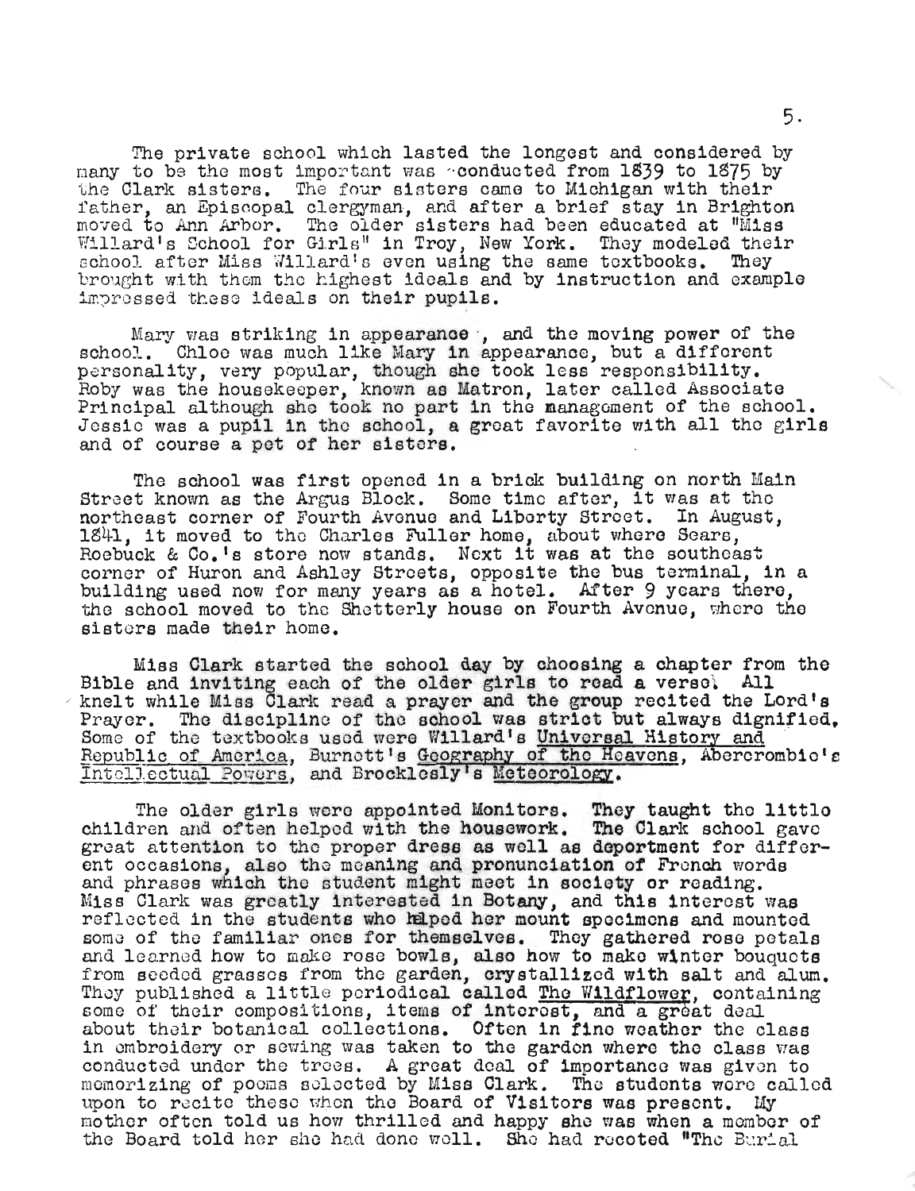The private school which lasted the longest and considered by many to be the most important was conducted from 1839 to 1875 by the Clark sisters. The four sisters came to Michigan with their father, an Episcopal clergyman, and after a brief stay in Brighton moved to Ann Arbor. The older sisters had been educated at "Miss Willard's School for Girls" in Troy, New York. They modeled their school after Miss Willard's even using the same textbooks. They brought with them the highest ideals and by instruction and example impressed these ideals on their pupils.

Mary was striking in appearance, and the moving power of the school. Chloe was much like Mary in appearance, but a different personality, very popular, though she took less responsibility. Roby was the housekeeper, known as Matron, later called Associate Principal although she took no part in the management of the school. Jessie was a pupil in the school, a great favorite with all the girls and of course a pet of her sisters.

The school was first opened in a brick building on north Main Street known as the Argus Block. Some time after, it was at the northeast corner of Fourth Avenue and Liberty Street. In August, 1841, it moved to the Charles Fuller home, about where Sears, Roebuck & Co.'s store now stands. Next it was at the southeast corner of Huron and Ashley Streets, opposite the bus terminal, in a building used now for many years as a hotel. After 9 years there, the school moved to the Shetterly house on Fourth Avenue, where the sisters made their home.

Miss Clark started the school day by choosing a chapter from the Bible and inviting each of the older girls to read a verse. All knelt while Miss Clark read a prayer and the group recited the Lord's Prayer. The discipline of the school was strict but always dignified. Some of the textbooks used were Willard's Universal History and Republic of America, Burnett's Geography of the Heavens, Abercrombie's Intellectual Powers, and Brocklesly's Meteorology.

The older girls were appointed Monitors. They taught the little children and often helped with the housework. The Clark school gave great attention to the proper dress as well as deportment for different occasions, also the meaning and pronunciation of French words and phrases which the student might meet in society or reading. Miss Clark was greatly interested in Botany, and this interest was reflected in the students who helped her mount specimens and mounted some of the familiar ones for themselves. They gathered rose petals and learned how to make rose bowls, also how to make winter bouquets from seeded grasses from the garden, crystallized with salt and alum. They published a little periodical called The Wildflower, containing some of their compositions, items of interest, and a great deal about their botanical collections. Often in fine weather the class in embroidery or sewing was taken to the garden where the class was conducted under the trees. A great deal of importance was given to memorizing of poems selected by Miss Clark. The students were called upon to recite these when the Board of Visitors was present. My mother often told us how thrilled and happy she was when a member of the Board told her she had done well. She had recited "The Burial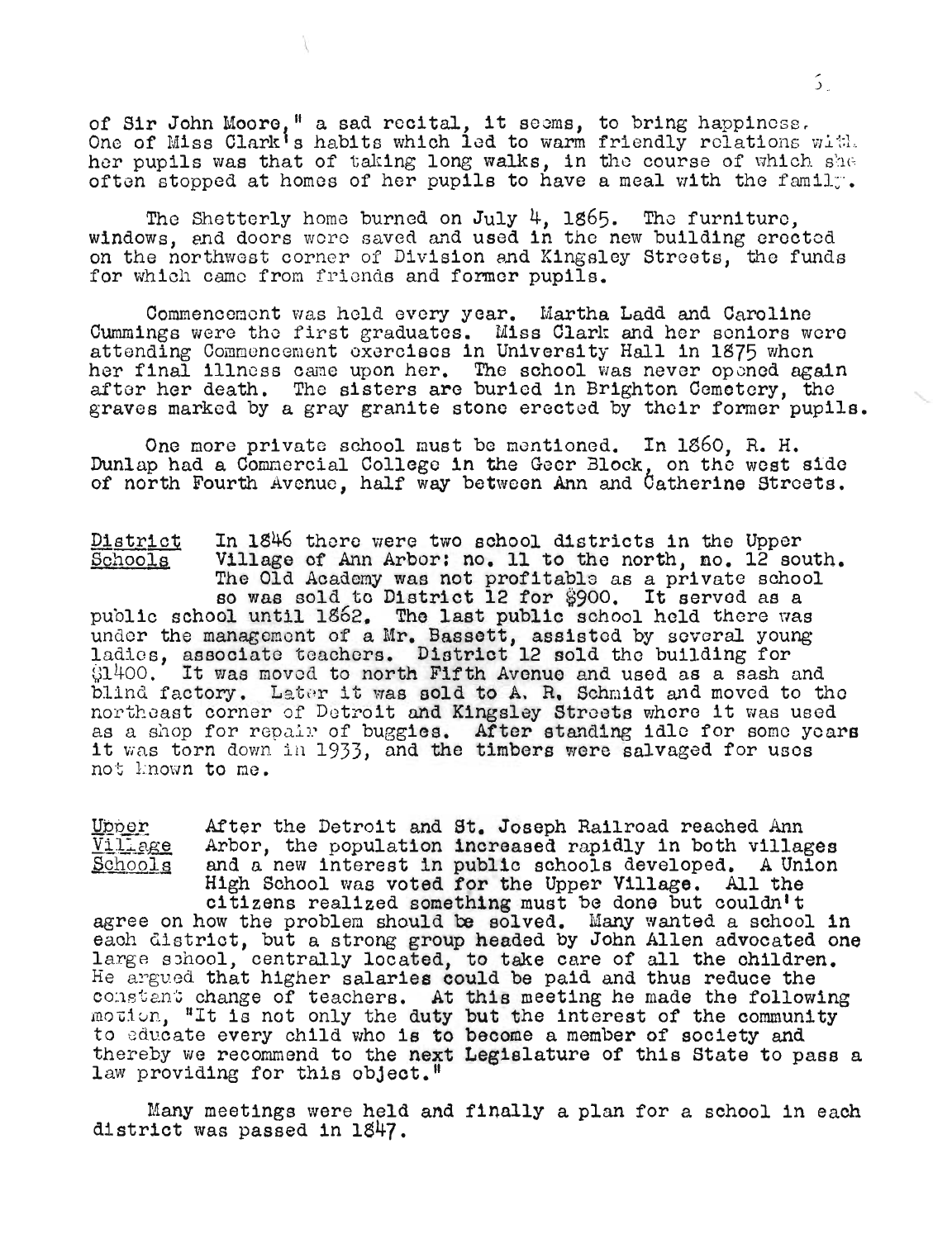of Sir John Moore," a sad recital, it seems, to bring happiness. One of Miss Clark's habits which led to warm friendly relations with her pupils was that of taking long walks, in the course of which she often stopped at homes of her pupils to have a meal with the family.

The Shetterly home burned on July 4, 1865. The furniture, windows, and doors were saved and used in the new building erected on the northwest corner of Division and Kingsley Streets, the funds for which came from friends and former pupils.

Commencement was held every year. Martha Ladd and Caroline Cummings were the first graduates. Miss Clark and her seniors were attending Commencement exercises in University Hall in 1875 when her final illness came upon her. The school was never opened again after her death. The sisters are buried in Brighton Cemetery, the graves marked by a gray granite stone erected by their former pupils.

One more private school must be mentioned. In 1860, R. H. Dunlap had a Commercial College in the Geer Block, on the west side of north Fourth Avenue, half way between Ann and Catherine Streets.

<u>District Schools</u> In 1846 there were two school districts in the Upper Village of Ann Arbor: no. 11 to the north, no. 12 south. The Old Academy was not profitable as a private school so was sold to District 12 for $900. It served as a public school until 1862. The last public school held there was under the management of a Mr. Bassett, assisted by several young ladies, associate teachers. District 12 sold the building for $1400. It was moved to north Fifth Avenue and used as a sash and blind factory. Later it was sold to A. R. Schmidt and moved to the northeast corner of Detroit and Kingsley Streets where it was used as a shop for repair of buggies. After standing idle for some years it was torn down in 1933, and the timbers were salvaged for uses not known to me.

<u>Upper Village Schools</u> After the Detroit and St. Joseph Railroad reached Ann Arbor, the population increased rapidly in both villages and a new interest in public schools developed. A Union High School was voted for the Upper Village. All the citizens realized something must be done but couldn't agree on how the problem should be solved. Many wanted a school in each district, but a strong group headed by John Allen advocated one large school, centrally located, to take care of all the children. He argued that higher salaries could be paid and thus reduce the constant change of teachers. At this meeting he made the following motion, "It is not only the duty but the interest of the community to educate every child who is to become a member of society and thereby we recommend to the next Legislature of this State to pass a law providing for this object."

Many meetings were held and finally a plan for a school in each district was passed in 1847.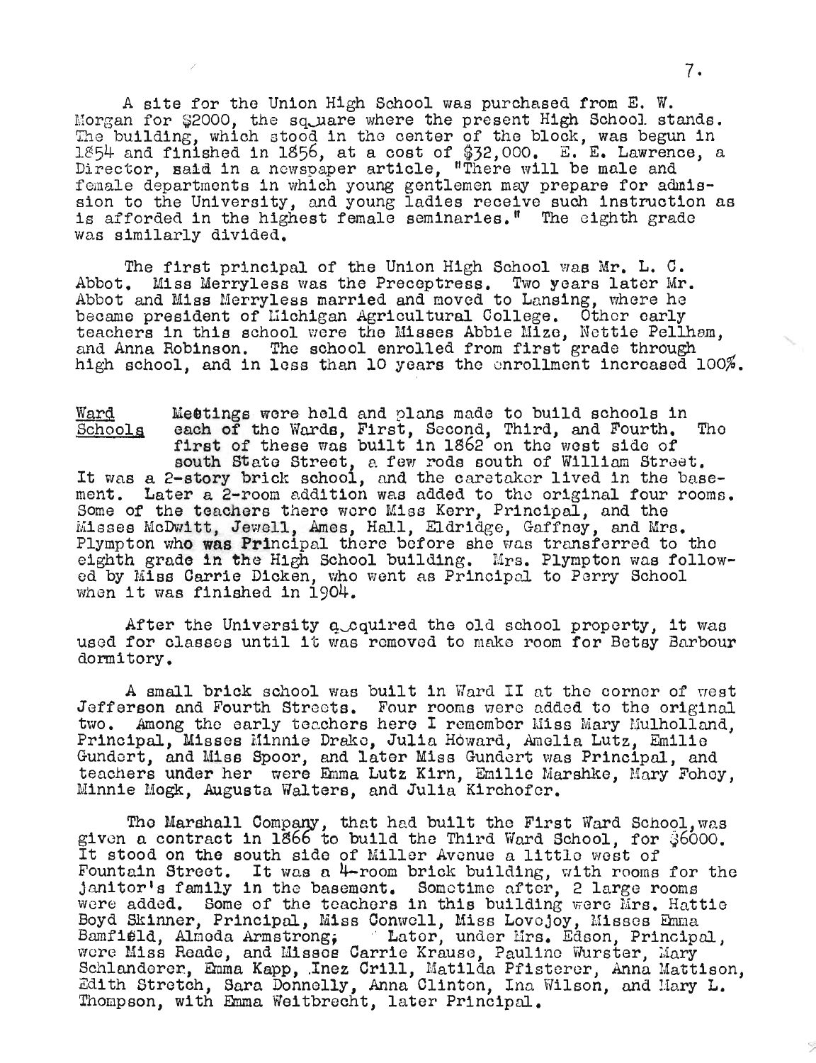A site for the Union High School was purchased from E. W. Morgan for $2000, the square where the present High School stands. The building, which stood in the center of the block, was begun in 1854 and finished in 1856, at a cost of $32,000. E. E. Lawrence, a Director, said in a newspaper article, "There will be male and female departments in which young gentlemen may prepare for admission to the University, and young ladies receive such instruction as is afforded in the highest female seminaries." The eighth grade was similarly divided.

The first principal of the Union High School was Mr. L. C. Abbot. Miss Merryless was the Preceptress. Two years later Mr. Abbot and Miss Merryless married and moved to Lansing, where he became president of Michigan Agricultural College. Other early teachers in this school were the Misses Abbie Mize, Nettie Pellham, and Anna Robinson. The school enrolled from first grade through high school, and in less than 10 years the enrollment increased 100%.

Ward Schools

Meetings were held and plans made to build schools in each of the Wards, First, Second, Third, and Fourth. The first of these was built in 1862 on the west side of south State Street, a few rods south of William Street. It was a 2-story brick school, and the caretaker lived in the basement. Later a 2-room addition was added to the original four rooms. Some of the teachers there were Miss Kerr, Principal, and the Misses McDwitt, Jewell, Ames, Hall, Eldridge, Gaffney, and Mrs. Plympton who was Principal there before she was transferred to the eighth grade in the High School building. Mrs. Plympton was followed by Miss Carrie Dicken, who went as Principal to Perry School when it was finished in 1904.

After the University acquired the old school property, it was used for classes until it was removed to make room for Betsy Barbour dormitory.

A small brick school was built in Ward II at the corner of west Jefferson and Fourth Streets. Four rooms were added to the original two. Among the early teachers here I remember Miss Mary Mulholland, Principal, Misses Minnie Drake, Julia Howard, Amelia Lutz, Emilie Gundert, and Miss Spoor, and later Miss Gundert was Principal, and teachers under her were Emma Lutz Kirn, Emilie Marshke, Mary Fohey, Minnie Mogk, Augusta Walters, and Julia Kirchofer.

The Marshall Company, that had built the First Ward School, was given a contract in 1866 to build the Third Ward School, for $6000. It stood on the south side of Miller Avenue a little west of Fountain Street. It was a 4-room brick building, with rooms for the janitor's family in the basement. Sometime after, 2 large rooms were added. Some of the teachers in this building were Mrs. Hattie Boyd Skinner, Principal, Miss Conwell, Miss Lovejoy, Misses Emma Bamfield, Almeda Armstrong; Later, under Mrs. Edson, Principal, were Miss Reade, and Misses Carrie Krause, Pauline Wurster, Mary Schlanderer, Emma Kapp, Inez Crill, Matilda Pfisterer, Anna Mattison, Edith Stretch, Sara Donnelly, Anna Clinton, Ina Wilson, and Mary L. Thompson, with Emma Weitbrecht, later Principal.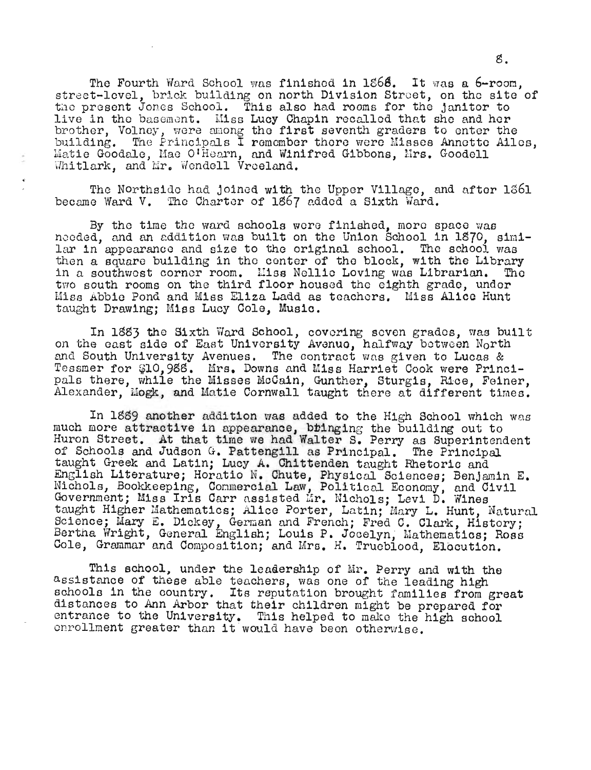The Fourth Ward School was finished in 1868. It was a 6-room, street-level, brick building on north Division Street, on the site of the present Jones School. This also had rooms for the janitor to live in the basement. Miss Lucy Chapin recalled that she and her brother, Volney, were among the first seventh graders to enter the building. The Principals I remember there were Misses Annette Ailes, Matie Goodale, Mae O'Hearn, and Winifred Gibbons, Mrs. Goodell Whitlark, and Mr. Wendell Vreeland.

The Northside had joined with the Upper Village, and after 1861 became Ward V. The Charter of 1867 added a Sixth Ward.

By the time the ward schools were finished, more space was needed, and an addition was built on the Union School in 1870, similar in appearance and size to the original school. The school was then a square building in the center of the block, with the Library in a southwest corner room. Miss Nellie Loving was Librarian. The two south rooms on the third floor housed the eighth grade, under Miss Abbie Pond and Miss Eliza Ladd as teachers. Miss Alice Hunt taught Drawing; Miss Lucy Cole, Music.

In 1883 the Sixth Ward School, covering seven grades, was built on the east side of East University Avenue, halfway between North and South University Avenues. The contract was given to Lucas & Tessmer for $10,988. Mrs. Downs and Miss Harriet Cook were Principals there, while the Misses McCain, Gunther, Sturgis, Rice, Feiner, Alexander, Mogk, and Matie Cornwall taught there at different times.

In 1889 another addition was added to the High School which was much more attractive in appearance, bringing the building out to Huron Street. At that time we had Walter S. Perry as Superintendent of Schools and Judson G. Pattengill as Principal. The Principal taught Greek and Latin; Lucy A. Chittenden taught Rhetoric and English Literature; Horatio N. Chute, Physical Sciences; Benjamin E. Nichols, Bookkeeping, Commercial Law, Political Economy, and Civil Government; Miss Iris Carr assisted Mr. Nichols; Levi D. Wines taught Higher Mathematics; Alice Porter, Latin; Mary L. Hunt, Natural Science; Mary E. Dickey, German and French; Fred C. Clark, History; Bertha Wright, General English; Louis P. Jocelyn, Mathematics; Ross Cole, Grammar and Composition; and Mrs. H. Trueblood, Elocution.

This school, under the leadership of Mr. Perry and with the assistance of these able teachers, was one of the leading high schools in the country. Its reputation brought families from great distances to Ann Arbor that their children might be prepared for entrance to the University. This helped to make the high school enrollment greater than it would have been otherwise.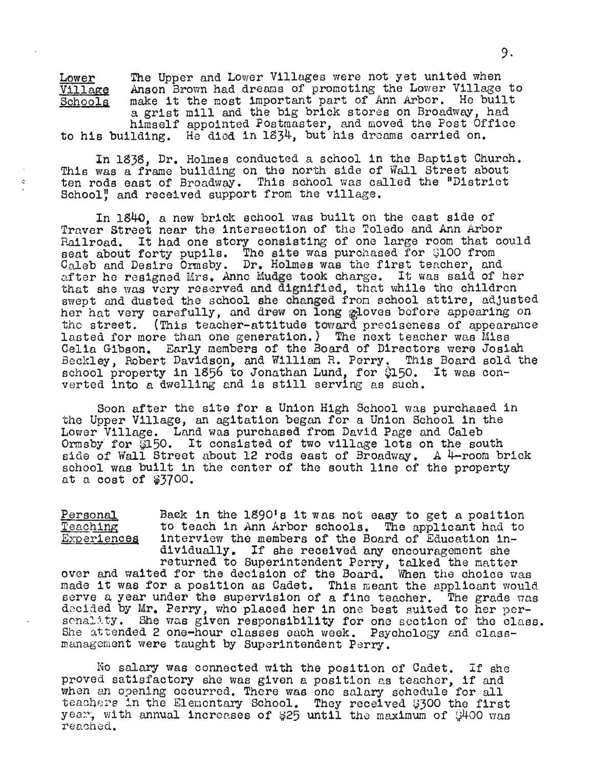**Lower Village Schools**

The Upper and Lower Villages were not yet united when Anson Brown had dreams of promoting the Lower Village to make it the most important part of Ann Arbor. He built a grist mill and the big brick stores on Broadway, had himself appointed Postmaster, and moved the Post Office to his building. He died in 1834, but his dreams carried on.

In 1838, Dr. Holmes conducted a school in the Baptist Church. This was a frame building on the north side of Wall Street about ten rods east of Broadway. This school was called the "District School," and received support from the village.

In 1840, a new brick school was built on the east side of Traver Street near the intersection of the Toledo and Ann Arbor Railroad. It had one story consisting of one large room that could seat about forty pupils. The site was purchased for $100 from Caleb and Desire Ormsby. Dr. Holmes was the first teacher, and after he resigned Mrs. Anne Mudge took charge. It was said of her that she was very reserved and dignified, that while the children swept and dusted the school she changed from school attire, adjusted her hat very carefully, and drew on long gloves before appearing on the street. (This teacher-attitude toward preciseness of appearance lasted for more than one generation.) The next teacher was Miss Celia Gibson. Early members of the Board of Directors were Josiah Beckley, Robert Davidson, and William R. Perry. This Board sold the school property in 1856 to Jonathan Lund, for $150. It was converted into a dwelling and is still serving as such.

Soon after the site for a Union High School was purchased in the Upper Village, an agitation began for a Union School in the Lower Village. Land was purchased from David Page and Caleb Ormsby for $150. It consisted of two village lots on the south side of Wall Street about 12 rods east of Broadway. A 4-room brick school was built in the center of the south line of the property at a cost of $3700.

**Personal Teaching Experiences**

Back in the 1890's it was not easy to get a position to teach in Ann Arbor schools. The applicant had to interview the members of the Board of Education individually. If she received any encouragement she returned to Superintendent Perry, talked the matter over and waited for the decision of the Board. When the choice was made it was for a position as Cadet. This meant the applicant would serve a year under the supervision of a fine teacher. The grade was decided by Mr. Perry, who placed her in one best suited to her personality. She was given responsibility for one section of the class. She attended 2 one-hour classes each week. Psychology and class-management were taught by Superintendent Perry.

No salary was connected with the position of Cadet. If she proved satisfactory she was given a position as teacher, if and when an opening occurred. There was one salary schedule for all teachers in the Elementary School. They received $300 the first year, with annual increases of $25 until the maximum of $400 was reached.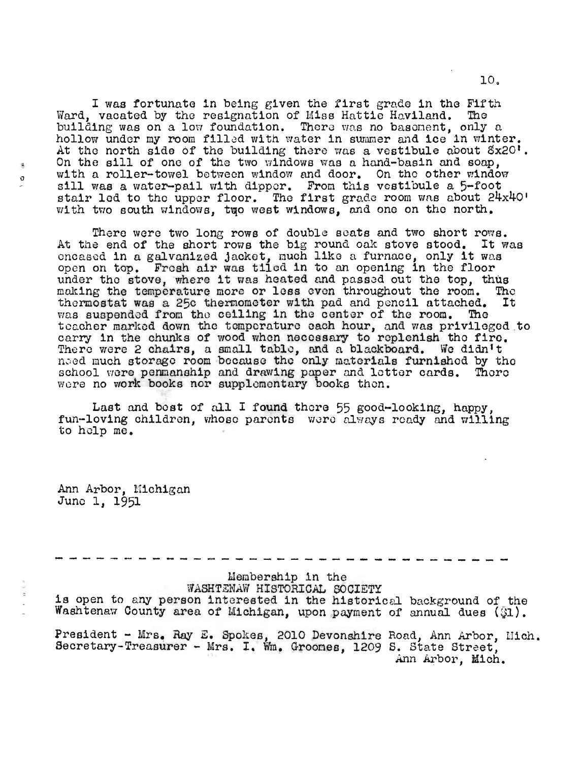I was fortunate in being given the first grade in the Fifth Ward, vacated by the resignation of Miss Hattie Haviland. The building was on a low foundation. There was no basement, only a hollow under my room filled with water in summer and ice in winter. At the north side of the building there was a vestibule about 8x20'. On the sill of one of the two windows was a hand-basin and soap, with a roller-towel between window and door. On the other window sill was a water-pail with dipper. From this vestibule a 5-foot stair led to the upper floor. The first grade room was about 24x40' with two south windows, two west windows, and one on the north.

There were two long rows of double seats and two short rows. At the end of the short rows the big round oak stove stood. It was encased in a galvanized jacket, much like a furnace, only it was open on top. Fresh air was tiled in to an opening in the floor under the stove, where it was heated and passed out the top, thus making the temperature more or less even throughout the room. The thermostat was a 25c thermometer with pad and pencil attached. It was suspended from the ceiling in the center of the room. The teacher marked down the temperature each hour, and was privileged to carry in the chunks of wood when necessary to replenish the fire. There were 2 chairs, a small table, and a blackboard. We didn't need much storage room because the only materials furnished by the school were penmanship and drawing paper and letter cards. There were no work books nor supplementary books then.

Last and best of all I found there 55 good-looking, happy, fun-loving children, whose parents were always ready and willing to help me.

Ann Arbor, Michigan
June 1, 1951

---

Membership in the
WASHTENAW HISTORICAL SOCIETY
is open to any person interested in the historical background of the Washtenaw County area of Michigan, upon payment of annual dues ($1).

President - Mrs. Ray E. Spokes, 2010 Devonshire Road, Ann Arbor, Mich.
Secretary-Treasurer - Mrs. I. Wm. Groomes, 1209 S. State Street, Ann Arbor, Mich.